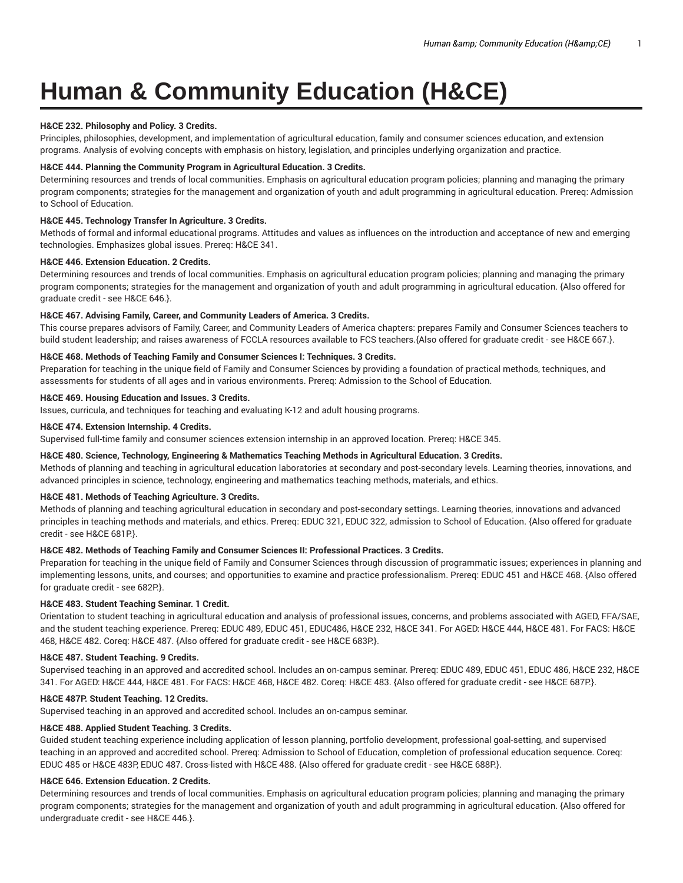# Human & Community Education (H&CE)

**H&CE 232. Philosophy and Policy. 3 Credits.**
Principles, philosophies, development, and implementation of agricultural education, family and consumer sciences education, and extension programs. Analysis of evolving concepts with emphasis on history, legislation, and principles underlying organization and practice.

**H&CE 444. Planning the Community Program in Agricultural Education. 3 Credits.**
Determining resources and trends of local communities. Emphasis on agricultural education program policies; planning and managing the primary program components; strategies for the management and organization of youth and adult programming in agricultural education. Prereq: Admission to School of Education.

**H&CE 445. Technology Transfer In Agriculture. 3 Credits.**
Methods of formal and informal educational programs. Attitudes and values as influences on the introduction and acceptance of new and emerging technologies. Emphasizes global issues. Prereq: H&CE 341.

**H&CE 446. Extension Education. 2 Credits.**
Determining resources and trends of local communities. Emphasis on agricultural education program policies; planning and managing the primary program components; strategies for the management and organization of youth and adult programming in agricultural education. {Also offered for graduate credit - see H&CE 646.}.

**H&CE 467. Advising Family, Career, and Community Leaders of America. 3 Credits.**
This course prepares advisors of Family, Career, and Community Leaders of America chapters: prepares Family and Consumer Sciences teachers to build student leadership; and raises awareness of FCCLA resources available to FCS teachers.{Also offered for graduate credit - see H&CE 667.}.

**H&CE 468. Methods of Teaching Family and Consumer Sciences I: Techniques. 3 Credits.**
Preparation for teaching in the unique field of Family and Consumer Sciences by providing a foundation of practical methods, techniques, and assessments for students of all ages and in various environments. Prereq: Admission to the School of Education.

**H&CE 469. Housing Education and Issues. 3 Credits.**
Issues, curricula, and techniques for teaching and evaluating K-12 and adult housing programs.

**H&CE 474. Extension Internship. 4 Credits.**
Supervised full-time family and consumer sciences extension internship in an approved location. Prereq: H&CE 345.

**H&CE 480. Science, Technology, Engineering & Mathematics Teaching Methods in Agricultural Education. 3 Credits.**
Methods of planning and teaching in agricultural education laboratories at secondary and post-secondary levels. Learning theories, innovations, and advanced principles in science, technology, engineering and mathematics teaching methods, materials, and ethics.

**H&CE 481. Methods of Teaching Agriculture. 3 Credits.**
Methods of planning and teaching agricultural education in secondary and post-secondary settings. Learning theories, innovations and advanced principles in teaching methods and materials, and ethics. Prereq: EDUC 321, EDUC 322, admission to School of Education. {Also offered for graduate credit - see H&CE 681P.}.

**H&CE 482. Methods of Teaching Family and Consumer Sciences II: Professional Practices. 3 Credits.**
Preparation for teaching in the unique field of Family and Consumer Sciences through discussion of programmatic issues; experiences in planning and implementing lessons, units, and courses; and opportunities to examine and practice professionalism. Prereq: EDUC 451 and H&CE 468. {Also offered for graduate credit - see 682P.}.

**H&CE 483. Student Teaching Seminar. 1 Credit.**
Orientation to student teaching in agricultural education and analysis of professional issues, concerns, and problems associated with AGED, FFA/SAE, and the student teaching experience. Prereq: EDUC 489, EDUC 451, EDUC486, H&CE 232, H&CE 341. For AGED: H&CE 444, H&CE 481. For FACS: H&CE 468, H&CE 482. Coreq: H&CE 487. {Also offered for graduate credit - see H&CE 683P.}.

**H&CE 487. Student Teaching. 9 Credits.**
Supervised teaching in an approved and accredited school. Includes an on-campus seminar. Prereq: EDUC 489, EDUC 451, EDUC 486, H&CE 232, H&CE 341. For AGED: H&CE 444, H&CE 481. For FACS: H&CE 468, H&CE 482. Coreq: H&CE 483. {Also offered for graduate credit - see H&CE 687P.}.

**H&CE 487P. Student Teaching. 12 Credits.**
Supervised teaching in an approved and accredited school. Includes an on-campus seminar.

**H&CE 488. Applied Student Teaching. 3 Credits.**
Guided student teaching experience including application of lesson planning, portfolio development, professional goal-setting, and supervised teaching in an approved and accredited school. Prereq: Admission to School of Education, completion of professional education sequence. Coreq: EDUC 485 or H&CE 483P, EDUC 487. Cross-listed with H&CE 488. {Also offered for graduate credit - see H&CE 688P.}.

**H&CE 646. Extension Education. 2 Credits.**
Determining resources and trends of local communities. Emphasis on agricultural education program policies; planning and managing the primary program components; strategies for the management and organization of youth and adult programming in agricultural education. {Also offered for undergraduate credit - see H&CE 446.}.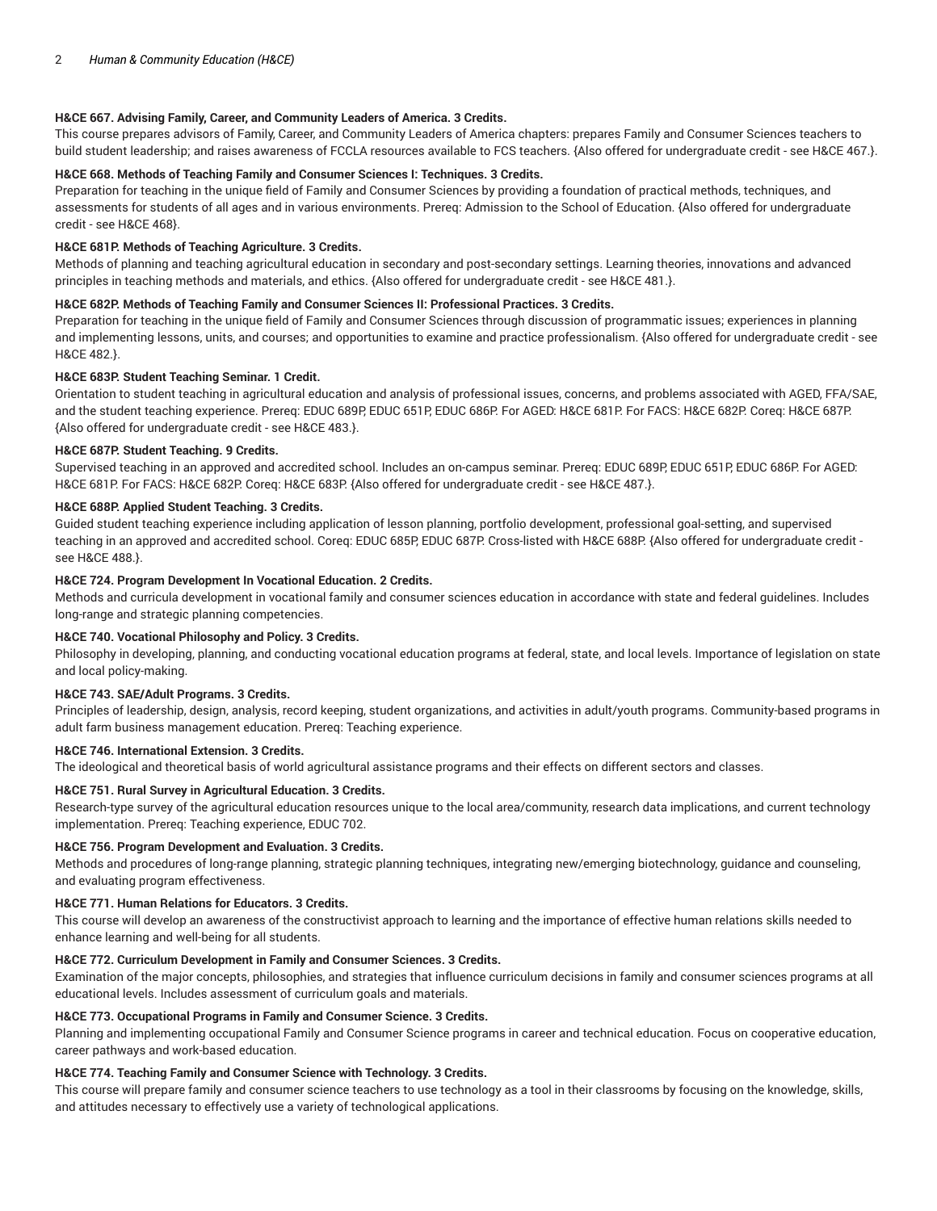**H&CE 667. Advising Family, Career, and Community Leaders of America. 3 Credits.**

This course prepares advisors of Family, Career, and Community Leaders of America chapters: prepares Family and Consumer Sciences teachers to build student leadership; and raises awareness of FCCLA resources available to FCS teachers. {Also offered for undergraduate credit - see H&CE 467.}.

**H&CE 668. Methods of Teaching Family and Consumer Sciences I: Techniques. 3 Credits.**

Preparation for teaching in the unique field of Family and Consumer Sciences by providing a foundation of practical methods, techniques, and assessments for students of all ages and in various environments. Prereq: Admission to the School of Education. {Also offered for undergraduate credit - see H&CE 468}.

**H&CE 681P. Methods of Teaching Agriculture. 3 Credits.**

Methods of planning and teaching agricultural education in secondary and post-secondary settings. Learning theories, innovations and advanced principles in teaching methods and materials, and ethics. {Also offered for undergraduate credit - see H&CE 481.}.

**H&CE 682P. Methods of Teaching Family and Consumer Sciences II: Professional Practices. 3 Credits.**

Preparation for teaching in the unique field of Family and Consumer Sciences through discussion of programmatic issues; experiences in planning and implementing lessons, units, and courses; and opportunities to examine and practice professionalism. {Also offered for undergraduate credit - see H&CE 482.}.

**H&CE 683P. Student Teaching Seminar. 1 Credit.**

Orientation to student teaching in agricultural education and analysis of professional issues, concerns, and problems associated with AGED, FFA/SAE, and the student teaching experience. Prereq: EDUC 689P, EDUC 651P, EDUC 686P. For AGED: H&CE 681P. For FACS: H&CE 682P. Coreq: H&CE 687P. {Also offered for undergraduate credit - see H&CE 483.}.

**H&CE 687P. Student Teaching. 9 Credits.**

Supervised teaching in an approved and accredited school. Includes an on-campus seminar. Prereq: EDUC 689P, EDUC 651P, EDUC 686P. For AGED: H&CE 681P. For FACS: H&CE 682P. Coreq: H&CE 683P. {Also offered for undergraduate credit - see H&CE 487.}.

**H&CE 688P. Applied Student Teaching. 3 Credits.**

Guided student teaching experience including application of lesson planning, portfolio development, professional goal-setting, and supervised teaching in an approved and accredited school. Coreq: EDUC 685P, EDUC 687P. Cross-listed with H&CE 688P. {Also offered for undergraduate credit - see H&CE 488.}.

**H&CE 724. Program Development In Vocational Education. 2 Credits.**

Methods and curricula development in vocational family and consumer sciences education in accordance with state and federal guidelines. Includes long-range and strategic planning competencies.

**H&CE 740. Vocational Philosophy and Policy. 3 Credits.**

Philosophy in developing, planning, and conducting vocational education programs at federal, state, and local levels. Importance of legislation on state and local policy-making.

**H&CE 743. SAE/Adult Programs. 3 Credits.**

Principles of leadership, design, analysis, record keeping, student organizations, and activities in adult/youth programs. Community-based programs in adult farm business management education. Prereq: Teaching experience.

**H&CE 746. International Extension. 3 Credits.**

The ideological and theoretical basis of world agricultural assistance programs and their effects on different sectors and classes.

**H&CE 751. Rural Survey in Agricultural Education. 3 Credits.**

Research-type survey of the agricultural education resources unique to the local area/community, research data implications, and current technology implementation. Prereq: Teaching experience, EDUC 702.

**H&CE 756. Program Development and Evaluation. 3 Credits.**

Methods and procedures of long-range planning, strategic planning techniques, integrating new/emerging biotechnology, guidance and counseling, and evaluating program effectiveness.

**H&CE 771. Human Relations for Educators. 3 Credits.**

This course will develop an awareness of the constructivist approach to learning and the importance of effective human relations skills needed to enhance learning and well-being for all students.

**H&CE 772. Curriculum Development in Family and Consumer Sciences. 3 Credits.**

Examination of the major concepts, philosophies, and strategies that influence curriculum decisions in family and consumer sciences programs at all educational levels. Includes assessment of curriculum goals and materials.

**H&CE 773. Occupational Programs in Family and Consumer Science. 3 Credits.**

Planning and implementing occupational Family and Consumer Science programs in career and technical education. Focus on cooperative education, career pathways and work-based education.

**H&CE 774. Teaching Family and Consumer Science with Technology. 3 Credits.**

This course will prepare family and consumer science teachers to use technology as a tool in their classrooms by focusing on the knowledge, skills, and attitudes necessary to effectively use a variety of technological applications.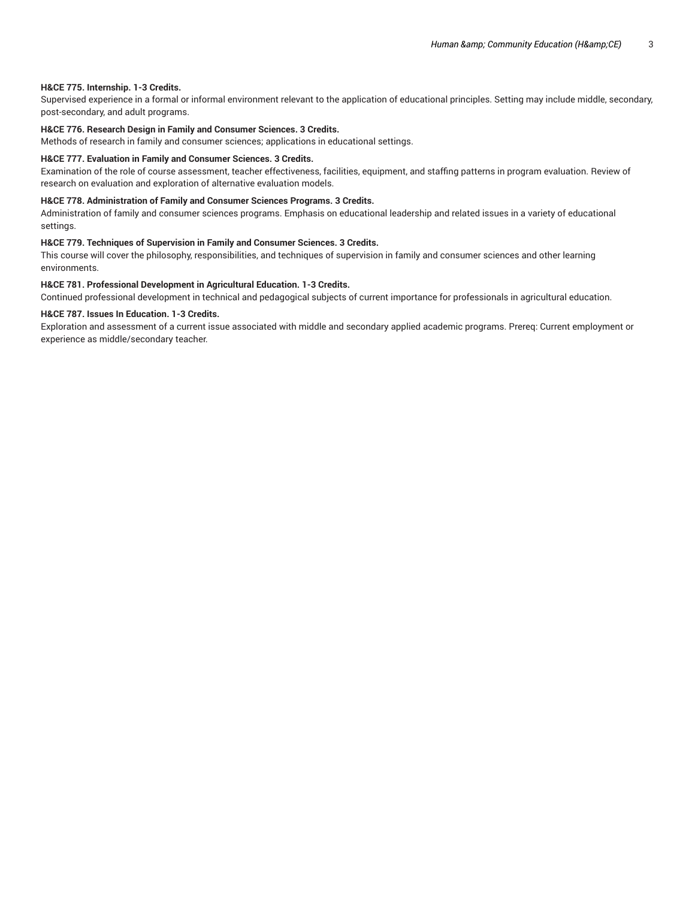**H&CE 775. Internship. 1-3 Credits.**
Supervised experience in a formal or informal environment relevant to the application of educational principles. Setting may include middle, secondary, post-secondary, and adult programs.

**H&CE 776. Research Design in Family and Consumer Sciences. 3 Credits.**
Methods of research in family and consumer sciences; applications in educational settings.

**H&CE 777. Evaluation in Family and Consumer Sciences. 3 Credits.**
Examination of the role of course assessment, teacher effectiveness, facilities, equipment, and staffing patterns in program evaluation. Review of research on evaluation and exploration of alternative evaluation models.

**H&CE 778. Administration of Family and Consumer Sciences Programs. 3 Credits.**
Administration of family and consumer sciences programs. Emphasis on educational leadership and related issues in a variety of educational settings.

**H&CE 779. Techniques of Supervision in Family and Consumer Sciences. 3 Credits.**
This course will cover the philosophy, responsibilities, and techniques of supervision in family and consumer sciences and other learning environments.

**H&CE 781. Professional Development in Agricultural Education. 1-3 Credits.**
Continued professional development in technical and pedagogical subjects of current importance for professionals in agricultural education.

**H&CE 787. Issues In Education. 1-3 Credits.**
Exploration and assessment of a current issue associated with middle and secondary applied academic programs. Prereq: Current employment or experience as middle/secondary teacher.